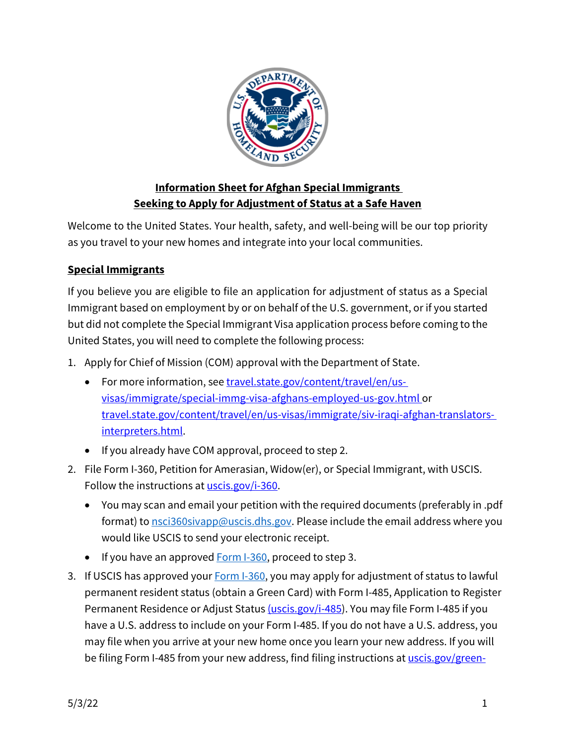**Information Sheet for Afghan Special Immigrants Seeking to Apply for Adjustment of Status at a Safe Haven**

Welcome to the United States. Your health, safety, and well-being will be our top priority as you travel to your new homes and integrate into your local communities.

## Special Immigrants

If you believe you are eligible to file an application for adjustment of status as a Special Immigrant based on employment by or on behalf of the U.S. government, or if you started but did not complete the Special Immigrant Visa application process before coming to the United States, you will need to complete the following process:

1. Apply for Chief of Mission (COM) approval with the Department of State.
   - For more information, see travel.state.gov/content/travel/en/us-visas/immigrate/special-immg-visa-afghans-employed-us-gov.html or travel.state.gov/content/travel/en/us-visas/immigrate/siv-iraqi-afghan-translators-interpreters.html.
   - If you already have COM approval, proceed to step 2.
2. File Form I-360, Petition for Amerasian, Widow(er), or Special Immigrant, with USCIS. Follow the instructions at uscis.gov/i-360.
   - You may scan and email your petition with the required documents (preferably in .pdf format) to nsci360sivapp@uscis.dhs.gov. Please include the email address where you would like USCIS to send your electronic receipt.
   - If you have an approved Form I-360, proceed to step 3.
3. If USCIS has approved your Form I-360, you may apply for adjustment of status to lawful permanent resident status (obtain a Green Card) with Form I-485, Application to Register Permanent Residence or Adjust Status (uscis.gov/i-485). You may file Form I-485 if you have a U.S. address to include on your Form I-485. If you do not have a U.S. address, you may file when you arrive at your new home once you learn your new address. If you will be filing Form I-485 from your new address, find filing instructions at uscis.gov/green-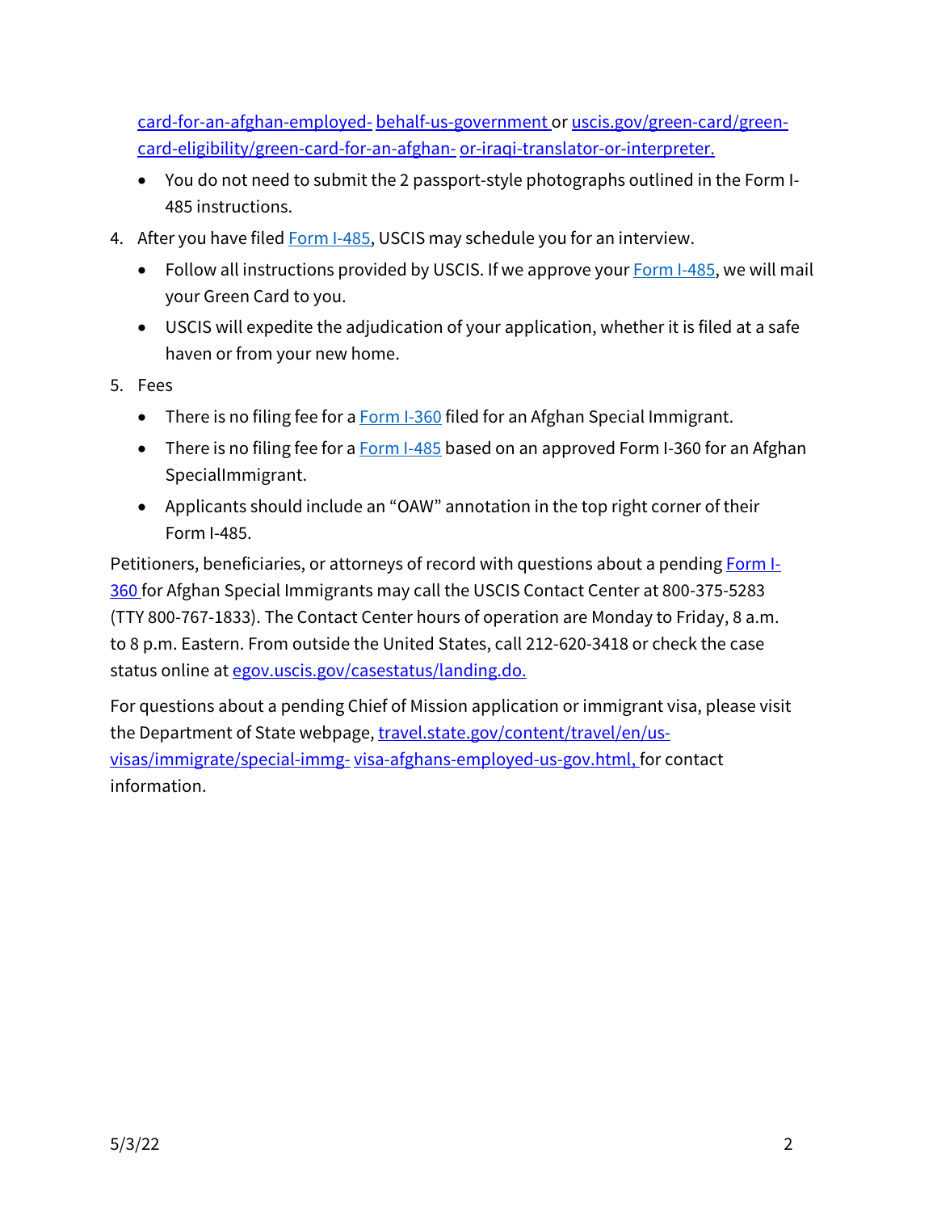card-for-an-afghan-employed- behalf-us-government or uscis.gov/green-card/green-card-eligibility/green-card-for-an-afghan- or-iraqi-translator-or-interpreter.

- You do not need to submit the 2 passport-style photographs outlined in the Form I-485 instructions.

4. After you have filed Form I-485, USCIS may schedule you for an interview.
   - Follow all instructions provided by USCIS. If we approve your Form I-485, we will mail your Green Card to you.
   - USCIS will expedite the adjudication of your application, whether it is filed at a safe haven or from your new home.
5. Fees
   - There is no filing fee for a Form I-360 filed for an Afghan Special Immigrant.
   - There is no filing fee for a Form I-485 based on an approved Form I-360 for an Afghan SpecialImmigrant.
   - Applicants should include an "OAW" annotation in the top right corner of their Form I-485.

Petitioners, beneficiaries, or attorneys of record with questions about a pending Form I-360 for Afghan Special Immigrants may call the USCIS Contact Center at 800-375-5283 (TTY 800-767-1833). The Contact Center hours of operation are Monday to Friday, 8 a.m. to 8 p.m. Eastern. From outside the United States, call 212-620-3418 or check the case status online at egov.uscis.gov/casestatus/landing.do.

For questions about a pending Chief of Mission application or immigrant visa, please visit the Department of State webpage, travel.state.gov/content/travel/en/us-visas/immigrate/special-immg- visa-afghans-employed-us-gov.html, for contact information.

5/3/22